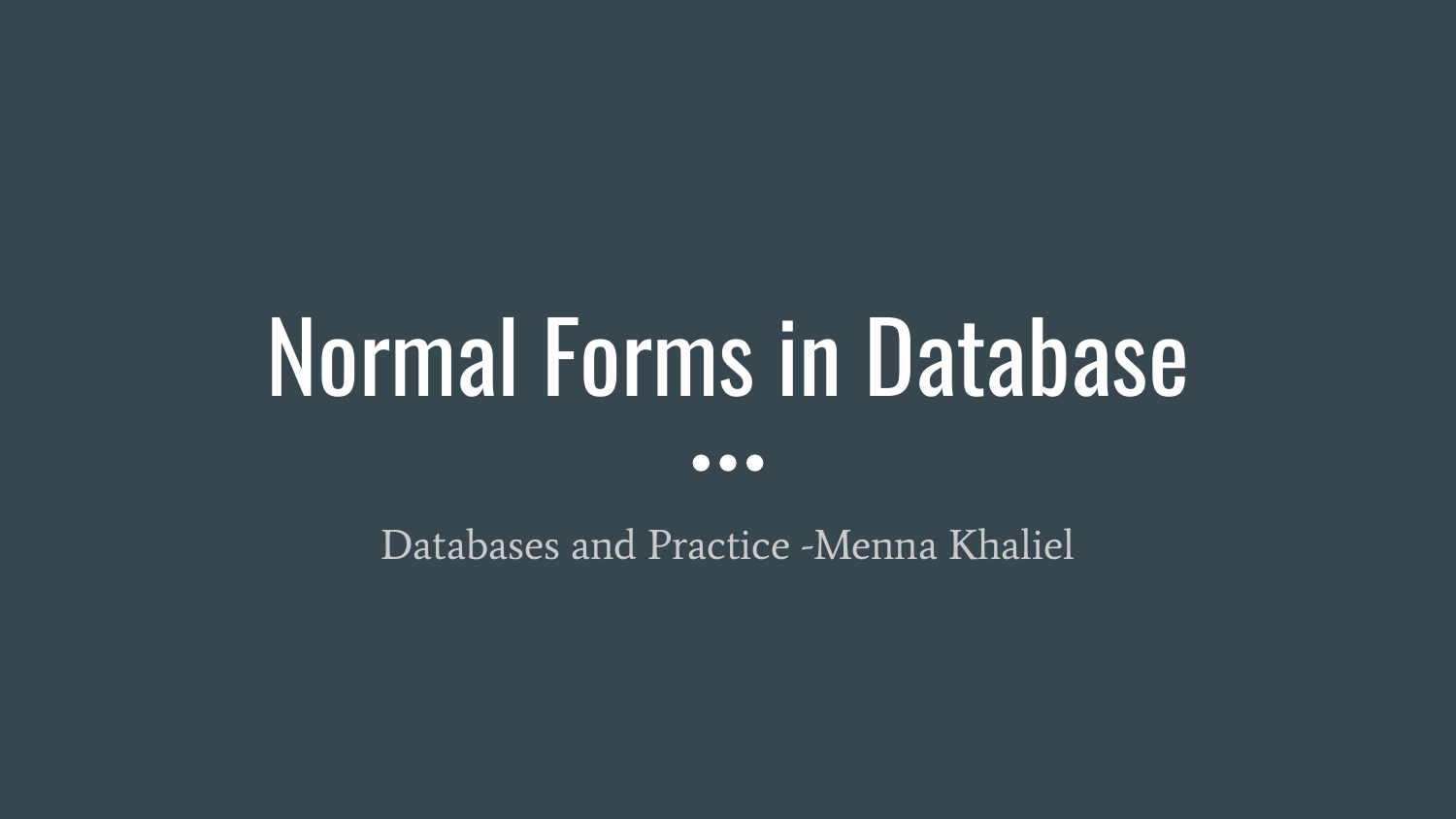# Normal Forms in Database

...

Databases and Practice -Menna Khaliel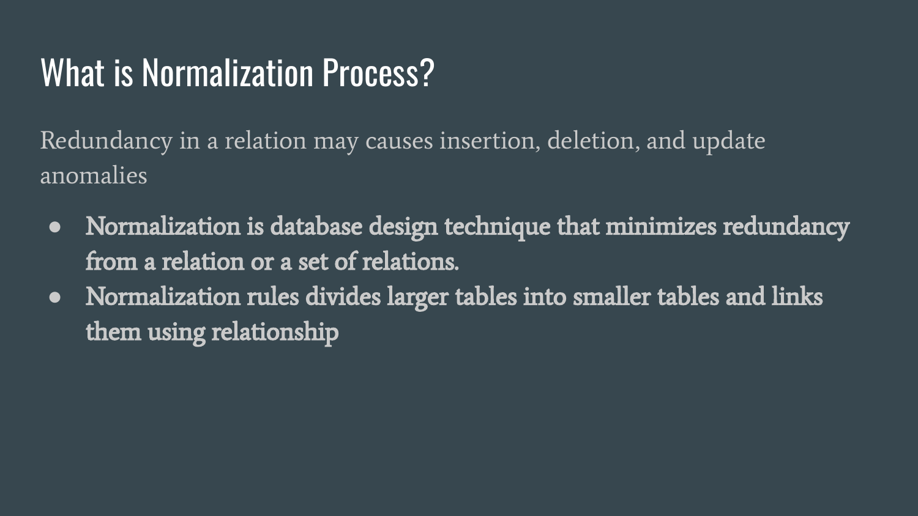# What is Normalization Process?

Redundancy in a relation may causes insertion, deletion, and update anomalies

- **Normalization is database design technique that minimizes redundancy from a relation or a set of relations.**
- **Normalization rules divides larger tables into smaller tables and links them using relationship**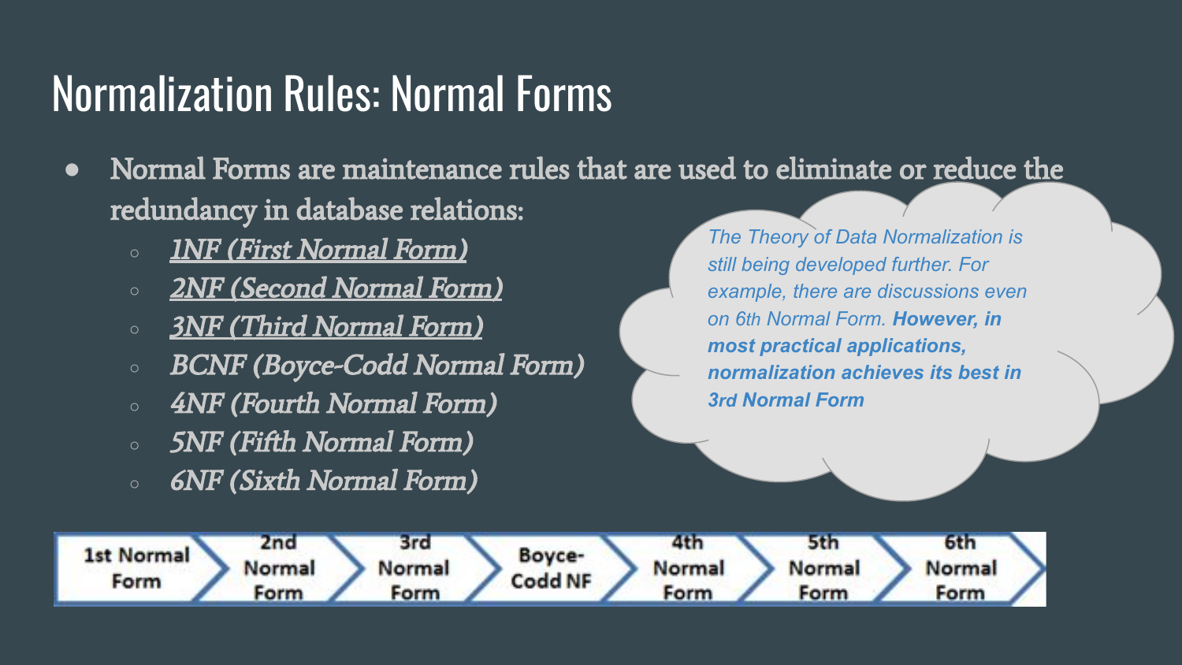# Normalization Rules: Normal Forms

- Normal Forms are maintenance rules that are used to eliminate or reduce the redundancy in database relations:
  - *1NF (First Normal Form)*
  - *2NF (Second Normal Form)*
  - *3NF (Third Normal Form)*
  - *BCNF (Boyce-Codd Normal Form)*
  - *4NF (Fourth Normal Form)*
  - *5NF (Fifth Normal Form)*
  - *6NF (Sixth Normal Form)*

*The Theory of Data Normalization is still being developed further. For example, there are discussions even on 6th Normal Form.* ***However, in most practical applications, normalization achieves its best in 3rd Normal Form***

1st Normal Form → 2nd Normal Form → 3rd Normal Form → Boyce-Codd NF → 4th Normal Form → 5th Normal Form → 6th Normal Form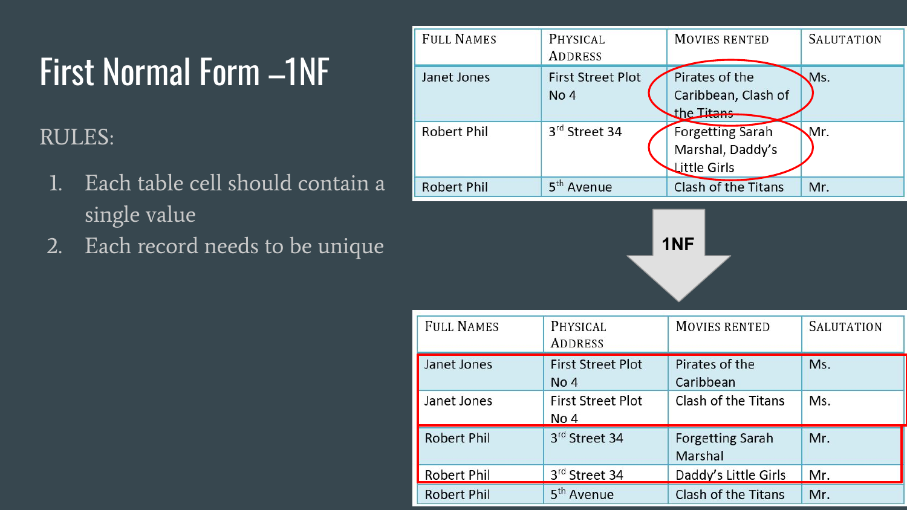# First Normal Form –1NF

RULES:

1. Each table cell should contain a single value
2. Each record needs to be unique

| Full Names | Physical Address | Movies Rented | Salutation |
|---|---|---|---|
| Janet Jones | First Street Plot No 4 | Pirates of the Caribbean, Clash of the Titans | Ms. |
| Robert Phil | 3rd Street 34 | Forgetting Sarah Marshal, Daddy's Little Girls | Mr. |
| Robert Phil | 5th Avenue | Clash of the Titans | Mr. |

1NF

| Full Names | Physical Address | Movies Rented | Salutation |
|---|---|---|---|
| Janet Jones | First Street Plot No 4 | Pirates of the Caribbean | Ms. |
| Janet Jones | First Street Plot No 4 | Clash of the Titans | Ms. |
| Robert Phil | 3rd Street 34 | Forgetting Sarah Marshal | Mr. |
| Robert Phil | 3rd Street 34 | Daddy's Little Girls | Mr. |
| Robert Phil | 5th Avenue | Clash of the Titans | Mr. |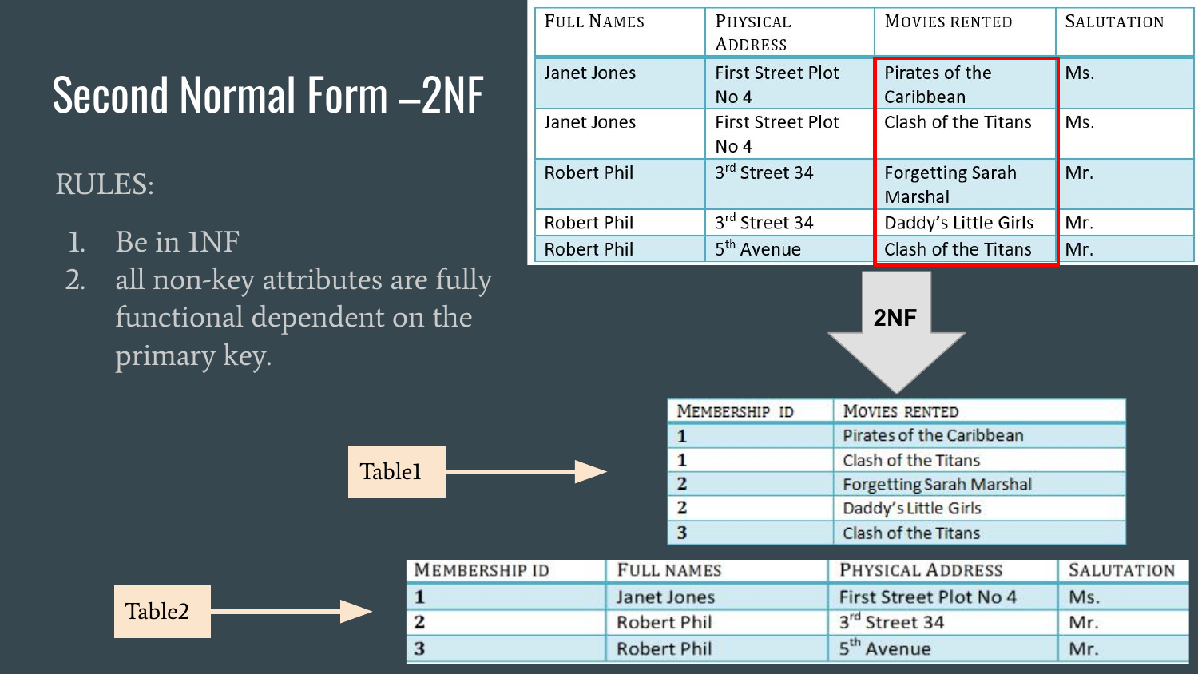# Second Normal Form –2NF

RULES:

1. Be in 1NF
2. all non-key attributes are fully functional dependent on the primary key.

| Full Names | Physical Address | Movies Rented | Salutation |
|---|---|---|---|
| Janet Jones | First Street Plot No 4 | Pirates of the Caribbean | Ms. |
| Janet Jones | First Street Plot No 4 | Clash of the Titans | Ms. |
| Robert Phil | 3rd Street 34 | Forgetting Sarah Marshal | Mr. |
| Robert Phil | 3rd Street 34 | Daddy's Little Girls | Mr. |
| Robert Phil | 5th Avenue | Clash of the Titans | Mr. |

2NF

Table1

| Membership ID | Movies Rented |
|---|---|
| 1 | Pirates of the Caribbean |
| 1 | Clash of the Titans |
| 2 | Forgetting Sarah Marshal |
| 2 | Daddy's Little Girls |
| 3 | Clash of the Titans |

Table2

| Membership ID | Full Names | Physical Address | Salutation |
|---|---|---|---|
| 1 | Janet Jones | First Street Plot No 4 | Ms. |
| 2 | Robert Phil | 3rd Street 34 | Mr. |
| 3 | Robert Phil | 5th Avenue | Mr. |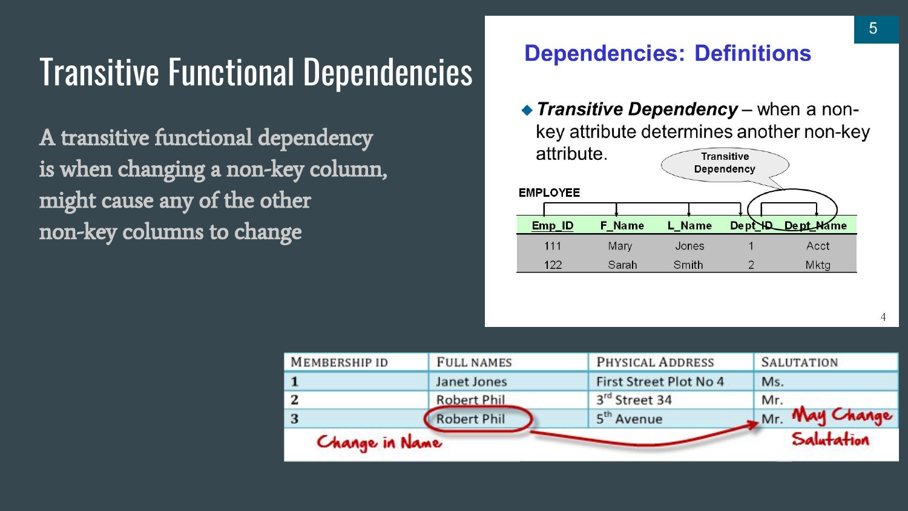# Transitive Functional Dependencies

A transitive functional dependency is when changing a non-key column, might cause any of the other non-key columns to change

## Dependencies: Definitions

- ***Transitive Dependency*** – when a non-key attribute determines another non-key attribute.

Transitive Dependency

EMPLOYEE

| Emp_ID | F_Name | L_Name | Dept_ID | Dept_Name |
|---|---|---|---|---|
| 111 | Mary | Jones | 1 | Acct |
| 122 | Sarah | Smith | 2 | Mktg |

| MEMBERSHIP ID | FULL NAMES | PHYSICAL ADDRESS | SALUTATION |
|---|---|---|---|
| 1 | Janet Jones | First Street Plot No 4 | Ms. |
| 2 | Robert Phil | 3rd Street 34 | Mr. |
| 3 | Robert Phil | 5th Avenue | Mr. |

Change in Name → May Change Salutation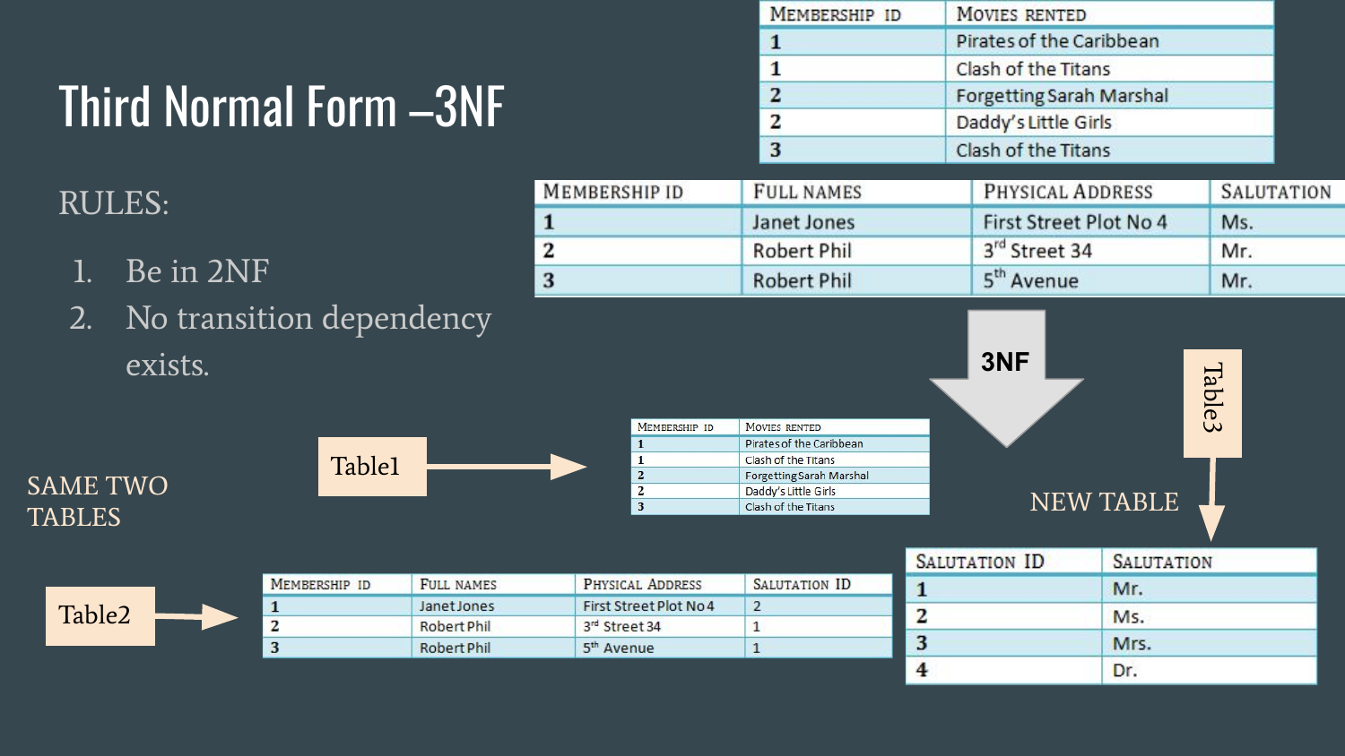# Third Normal Form –3NF

RULES:

1. Be in 2NF
2. No transition dependency exists.

| Membership ID | Movies Rented |
|---|---|
| 1 | Pirates of the Caribbean |
| 1 | Clash of the Titans |
| 2 | Forgetting Sarah Marshal |
| 2 | Daddy's Little Girls |
| 3 | Clash of the Titans |

| Membership ID | Full Names | Physical Address | Salutation |
|---|---|---|---|
| 1 | Janet Jones | First Street Plot No 4 | Ms. |
| 2 | Robert Phil | 3rd Street 34 | Mr. |
| 3 | Robert Phil | 5th Avenue | Mr. |

3NF

SAME TWO TABLES

Table1

| Membership ID | Movies Rented |
|---|---|
| 1 | Pirates of the Caribbean |
| 1 | Clash of the Titans |
| 2 | Forgetting Sarah Marshal |
| 2 | Daddy's Little Girls |
| 3 | Clash of the Titans |

Table2

| Membership ID | Full Names | Physical Address | Salutation ID |
|---|---|---|---|
| 1 | Janet Jones | First Street Plot No 4 | 2 |
| 2 | Robert Phil | 3rd Street 34 | 1 |
| 3 | Robert Phil | 5th Avenue | 1 |

NEW TABLE

Table3

| Salutation ID | Salutation |
|---|---|
| 1 | Mr. |
| 2 | Ms. |
| 3 | Mrs. |
| 4 | Dr. |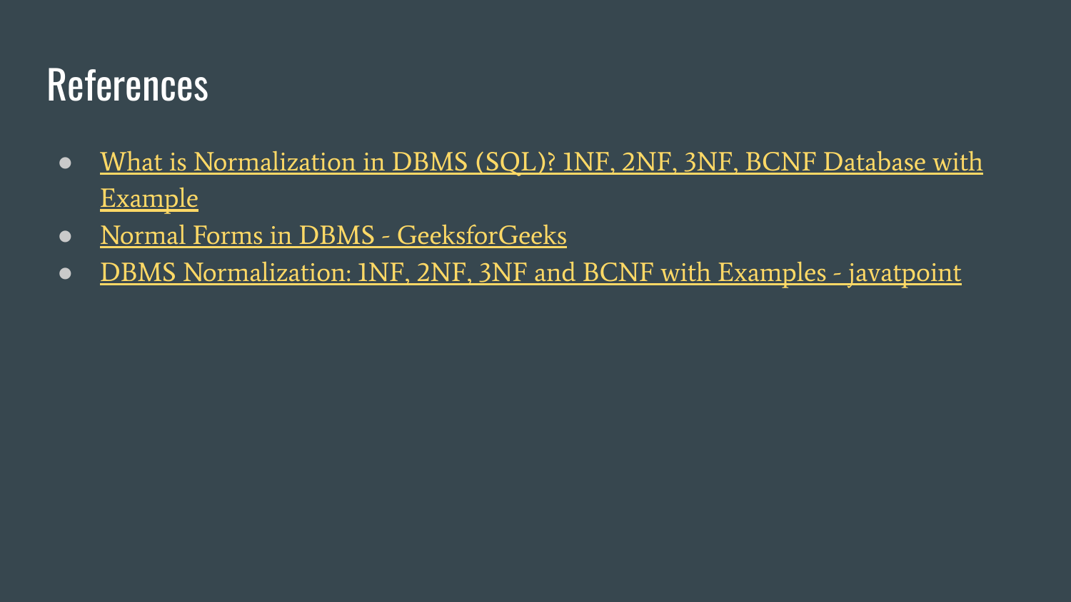# References

- What is Normalization in DBMS (SQL)? 1NF, 2NF, 3NF, BCNF Database with Example
- Normal Forms in DBMS - GeeksforGeeks
- DBMS Normalization: 1NF, 2NF, 3NF and BCNF with Examples - javatpoint